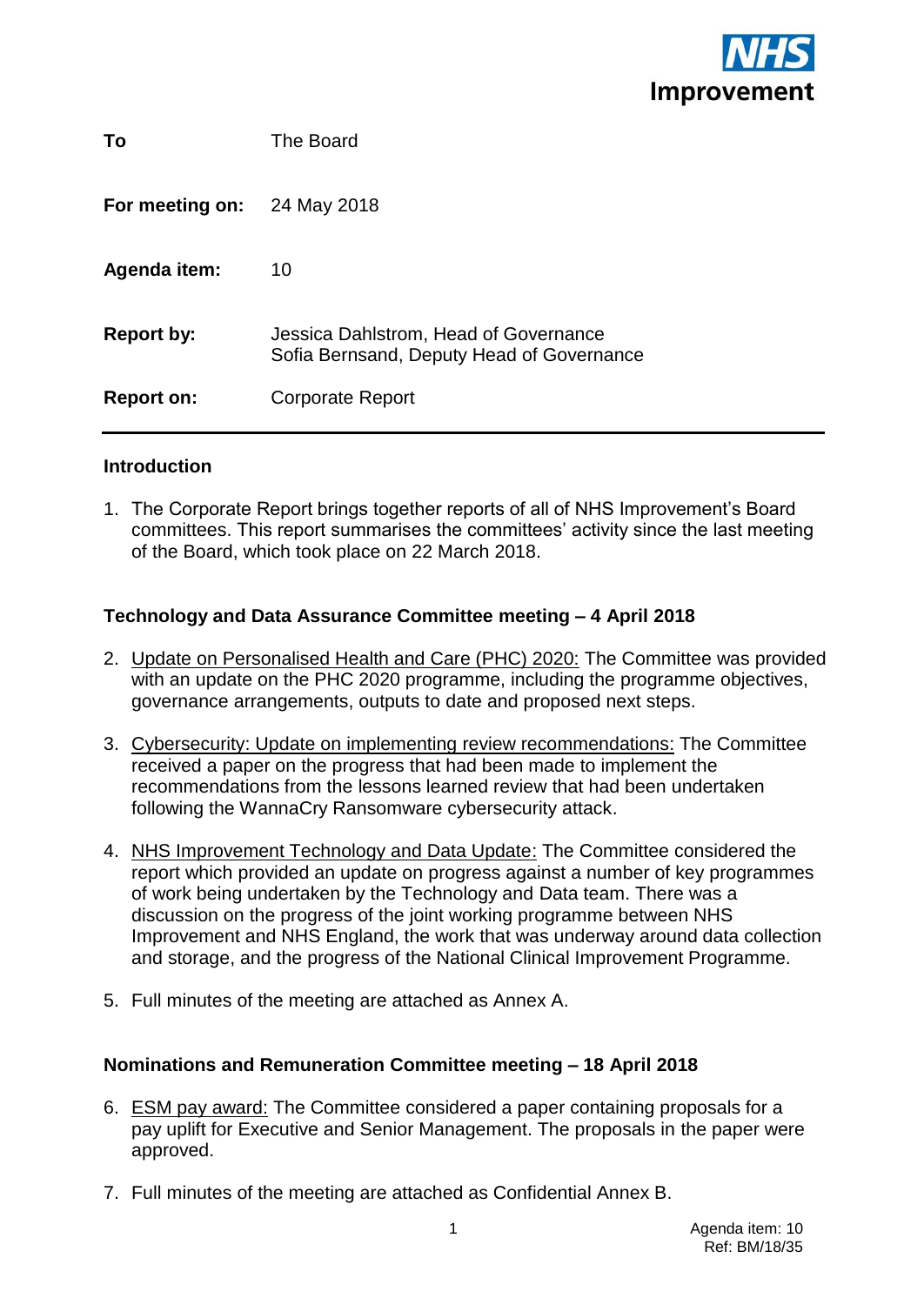NHS Improvement

| | |
|---|---|
| **To** | The Board |
| **For meeting on:** | 24 May 2018 |
| **Agenda item:** | 10 |
| **Report by:** | Jessica Dahlstrom, Head of Governance<br>Sofia Bernsand, Deputy Head of Governance |
| **Report on:** | Corporate Report |

## Introduction

1. The Corporate Report brings together reports of all of NHS Improvement's Board committees. This report summarises the committees' activity since the last meeting of the Board, which took place on 22 March 2018.

## Technology and Data Assurance Committee meeting – 4 April 2018

2. Update on Personalised Health and Care (PHC) 2020: The Committee was provided with an update on the PHC 2020 programme, including the programme objectives, governance arrangements, outputs to date and proposed next steps.

3. Cybersecurity: Update on implementing review recommendations: The Committee received a paper on the progress that had been made to implement the recommendations from the lessons learned review that had been undertaken following the WannaCry Ransomware cybersecurity attack.

4. NHS Improvement Technology and Data Update: The Committee considered the report which provided an update on progress against a number of key programmes of work being undertaken by the Technology and Data team. There was a discussion on the progress of the joint working programme between NHS Improvement and NHS England, the work that was underway around data collection and storage, and the progress of the National Clinical Improvement Programme.

5. Full minutes of the meeting are attached as Annex A.

## Nominations and Remuneration Committee meeting – 18 April 2018

6. ESM pay award: The Committee considered a paper containing proposals for a pay uplift for Executive and Senior Management. The proposals in the paper were approved.

7. Full minutes of the meeting are attached as Confidential Annex B.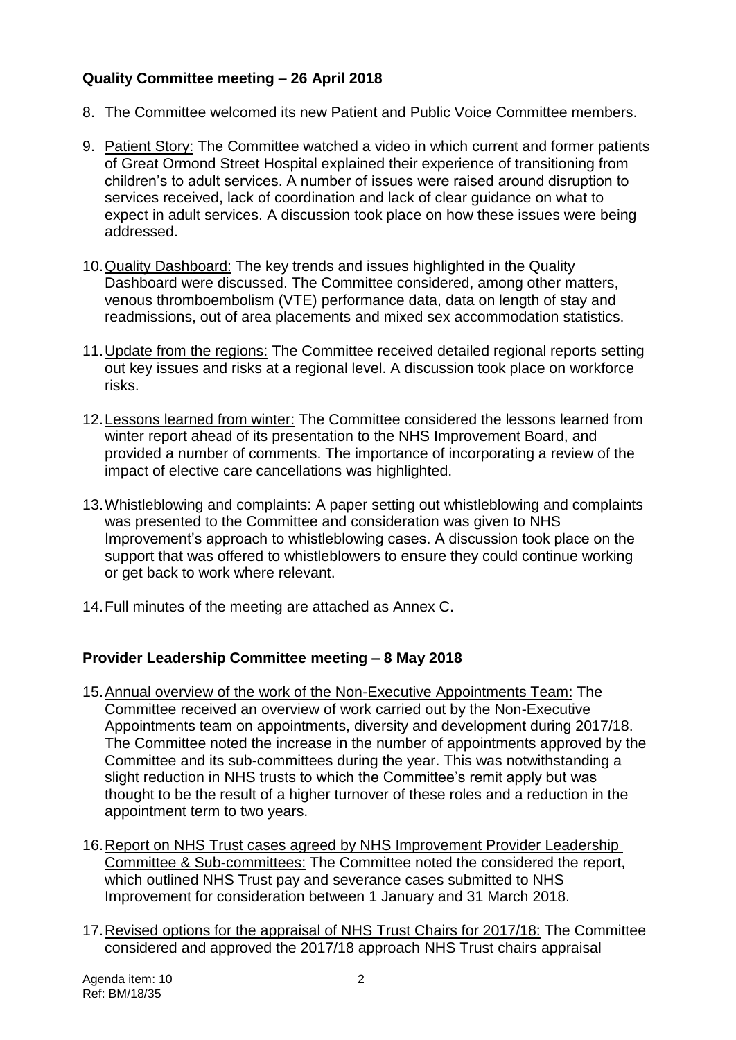**Quality Committee meeting – 26 April 2018**

8. The Committee welcomed its new Patient and Public Voice Committee members.

9. Patient Story: The Committee watched a video in which current and former patients of Great Ormond Street Hospital explained their experience of transitioning from children's to adult services. A number of issues were raised around disruption to services received, lack of coordination and lack of clear guidance on what to expect in adult services. A discussion took place on how these issues were being addressed.

10. Quality Dashboard: The key trends and issues highlighted in the Quality Dashboard were discussed. The Committee considered, among other matters, venous thromboembolism (VTE) performance data, data on length of stay and readmissions, out of area placements and mixed sex accommodation statistics.

11. Update from the regions: The Committee received detailed regional reports setting out key issues and risks at a regional level. A discussion took place on workforce risks.

12. Lessons learned from winter: The Committee considered the lessons learned from winter report ahead of its presentation to the NHS Improvement Board, and provided a number of comments. The importance of incorporating a review of the impact of elective care cancellations was highlighted.

13. Whistleblowing and complaints: A paper setting out whistleblowing and complaints was presented to the Committee and consideration was given to NHS Improvement's approach to whistleblowing cases. A discussion took place on the support that was offered to whistleblowers to ensure they could continue working or get back to work where relevant.

14. Full minutes of the meeting are attached as Annex C.

**Provider Leadership Committee meeting – 8 May 2018**

15. Annual overview of the work of the Non-Executive Appointments Team: The Committee received an overview of work carried out by the Non-Executive Appointments team on appointments, diversity and development during 2017/18. The Committee noted the increase in the number of appointments approved by the Committee and its sub-committees during the year. This was notwithstanding a slight reduction in NHS trusts to which the Committee's remit apply but was thought to be the result of a higher turnover of these roles and a reduction in the appointment term to two years.

16. Report on NHS Trust cases agreed by NHS Improvement Provider Leadership Committee & Sub-committees: The Committee noted the considered the report, which outlined NHS Trust pay and severance cases submitted to NHS Improvement for consideration between 1 January and 31 March 2018.

17. Revised options for the appraisal of NHS Trust Chairs for 2017/18: The Committee considered and approved the 2017/18 approach NHS Trust chairs appraisal

Agenda item: 10
Ref: BM/18/35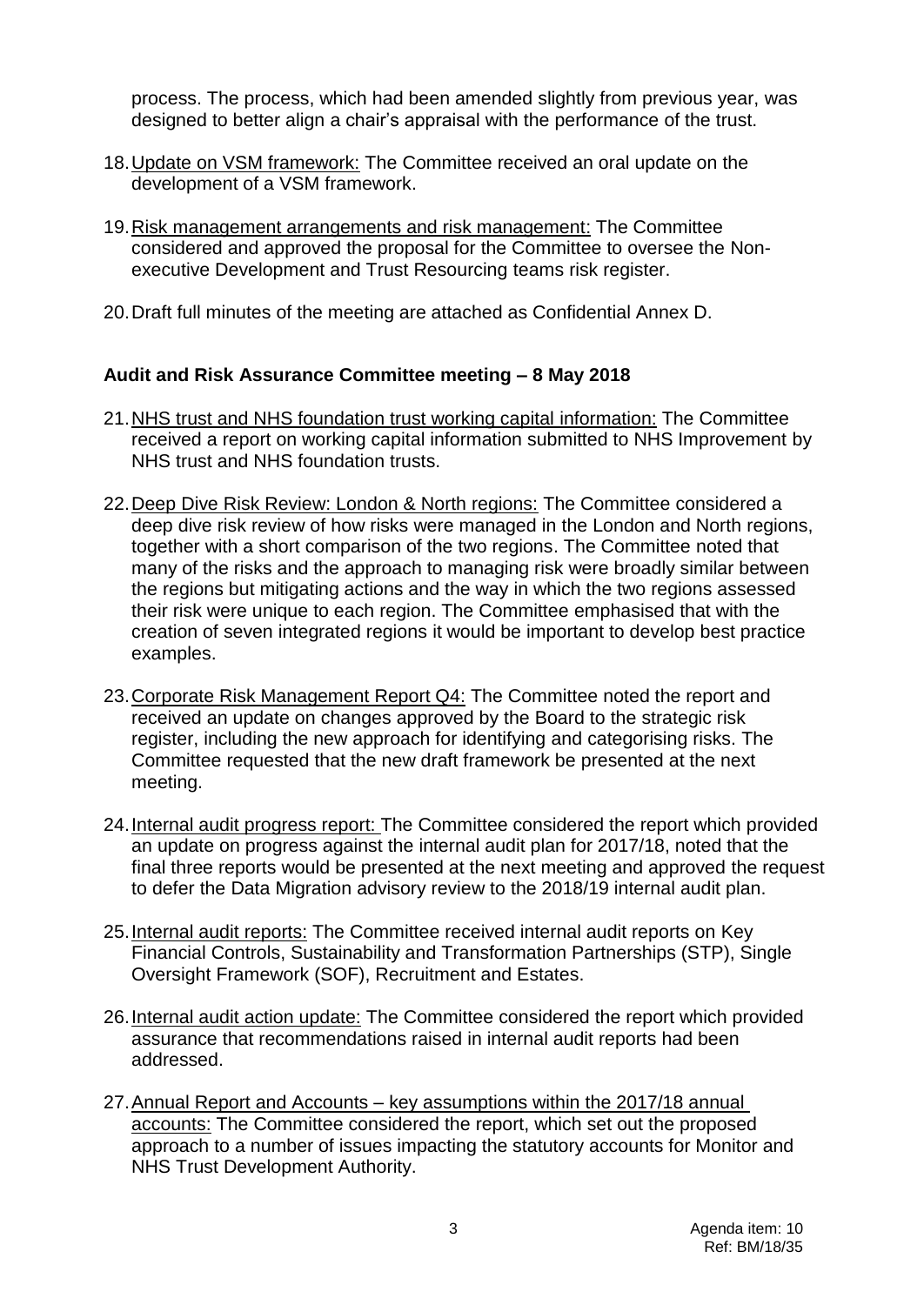process. The process, which had been amended slightly from previous year, was designed to better align a chair's appraisal with the performance of the trust.

18. Update on VSM framework: The Committee received an oral update on the development of a VSM framework.

19. Risk management arrangements and risk management: The Committee considered and approved the proposal for the Committee to oversee the Non-executive Development and Trust Resourcing teams risk register.

20. Draft full minutes of the meeting are attached as Confidential Annex D.

**Audit and Risk Assurance Committee meeting – 8 May 2018**

21. NHS trust and NHS foundation trust working capital information: The Committee received a report on working capital information submitted to NHS Improvement by NHS trust and NHS foundation trusts.

22. Deep Dive Risk Review: London & North regions: The Committee considered a deep dive risk review of how risks were managed in the London and North regions, together with a short comparison of the two regions. The Committee noted that many of the risks and the approach to managing risk were broadly similar between the regions but mitigating actions and the way in which the two regions assessed their risk were unique to each region. The Committee emphasised that with the creation of seven integrated regions it would be important to develop best practice examples.

23. Corporate Risk Management Report Q4: The Committee noted the report and received an update on changes approved by the Board to the strategic risk register, including the new approach for identifying and categorising risks. The Committee requested that the new draft framework be presented at the next meeting.

24. Internal audit progress report: The Committee considered the report which provided an update on progress against the internal audit plan for 2017/18, noted that the final three reports would be presented at the next meeting and approved the request to defer the Data Migration advisory review to the 2018/19 internal audit plan.

25. Internal audit reports: The Committee received internal audit reports on Key Financial Controls, Sustainability and Transformation Partnerships (STP), Single Oversight Framework (SOF), Recruitment and Estates.

26. Internal audit action update: The Committee considered the report which provided assurance that recommendations raised in internal audit reports had been addressed.

27. Annual Report and Accounts – key assumptions within the 2017/18 annual accounts: The Committee considered the report, which set out the proposed approach to a number of issues impacting the statutory accounts for Monitor and NHS Trust Development Authority.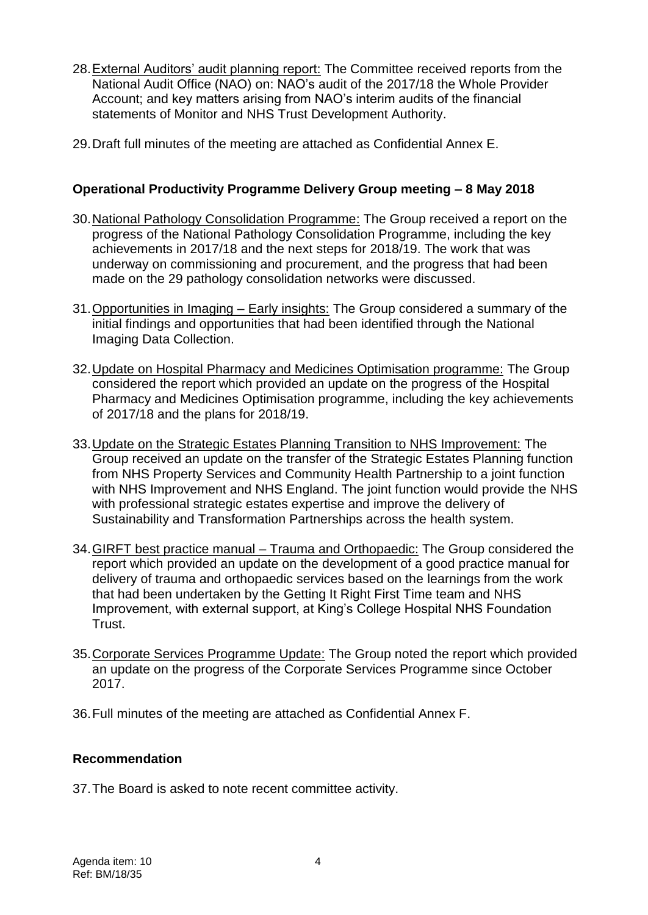28. External Auditors' audit planning report: The Committee received reports from the National Audit Office (NAO) on: NAO's audit of the 2017/18 the Whole Provider Account; and key matters arising from NAO's interim audits of the financial statements of Monitor and NHS Trust Development Authority.

29. Draft full minutes of the meeting are attached as Confidential Annex E.

**Operational Productivity Programme Delivery Group meeting – 8 May 2018**

30. National Pathology Consolidation Programme: The Group received a report on the progress of the National Pathology Consolidation Programme, including the key achievements in 2017/18 and the next steps for 2018/19. The work that was underway on commissioning and procurement, and the progress that had been made on the 29 pathology consolidation networks were discussed.

31. Opportunities in Imaging – Early insights: The Group considered a summary of the initial findings and opportunities that had been identified through the National Imaging Data Collection.

32. Update on Hospital Pharmacy and Medicines Optimisation programme: The Group considered the report which provided an update on the progress of the Hospital Pharmacy and Medicines Optimisation programme, including the key achievements of 2017/18 and the plans for 2018/19.

33. Update on the Strategic Estates Planning Transition to NHS Improvement: The Group received an update on the transfer of the Strategic Estates Planning function from NHS Property Services and Community Health Partnership to a joint function with NHS Improvement and NHS England. The joint function would provide the NHS with professional strategic estates expertise and improve the delivery of Sustainability and Transformation Partnerships across the health system.

34. GIRFT best practice manual – Trauma and Orthopaedic: The Group considered the report which provided an update on the development of a good practice manual for delivery of trauma and orthopaedic services based on the learnings from the work that had been undertaken by the Getting It Right First Time team and NHS Improvement, with external support, at King's College Hospital NHS Foundation Trust.

35. Corporate Services Programme Update: The Group noted the report which provided an update on the progress of the Corporate Services Programme since October 2017.

36. Full minutes of the meeting are attached as Confidential Annex F.

**Recommendation**

37. The Board is asked to note recent committee activity.

Agenda item: 10
Ref: BM/18/35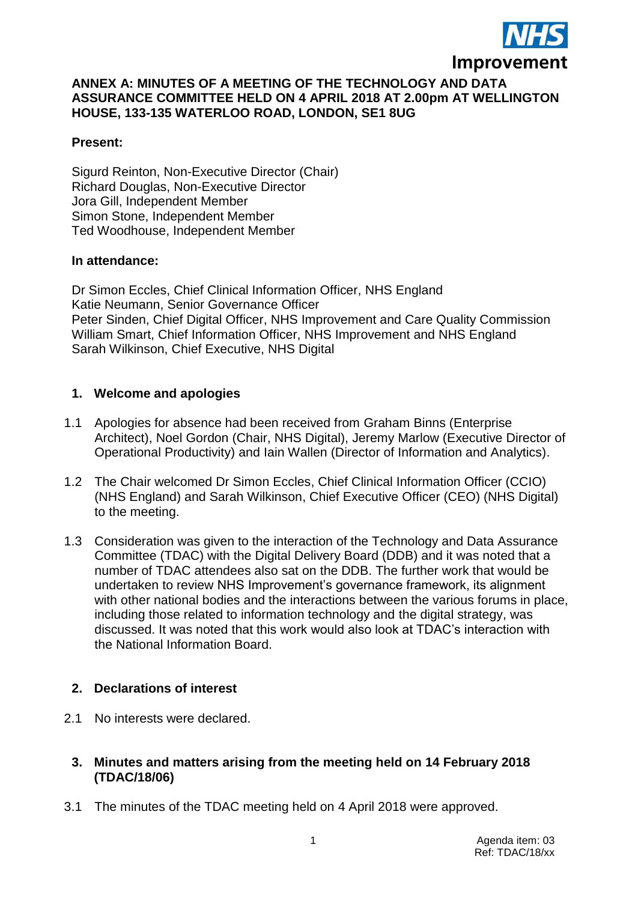**ANNEX A: MINUTES OF A MEETING OF THE TECHNOLOGY AND DATA ASSURANCE COMMITTEE HELD ON 4 APRIL 2018 AT 2.00pm AT WELLINGTON HOUSE, 133-135 WATERLOO ROAD, LONDON, SE1 8UG**

**Present:**

Sigurd Reinton, Non-Executive Director (Chair)
Richard Douglas, Non-Executive Director
Jora Gill, Independent Member
Simon Stone, Independent Member
Ted Woodhouse, Independent Member

**In attendance:**

Dr Simon Eccles, Chief Clinical Information Officer, NHS England
Katie Neumann, Senior Governance Officer
Peter Sinden, Chief Digital Officer, NHS Improvement and Care Quality Commission
William Smart, Chief Information Officer, NHS Improvement and NHS England
Sarah Wilkinson, Chief Executive, NHS Digital

**1. Welcome and apologies**

1.1 Apologies for absence had been received from Graham Binns (Enterprise Architect), Noel Gordon (Chair, NHS Digital), Jeremy Marlow (Executive Director of Operational Productivity) and Iain Wallen (Director of Information and Analytics).

1.2 The Chair welcomed Dr Simon Eccles, Chief Clinical Information Officer (CCIO) (NHS England) and Sarah Wilkinson, Chief Executive Officer (CEO) (NHS Digital) to the meeting.

1.3 Consideration was given to the interaction of the Technology and Data Assurance Committee (TDAC) with the Digital Delivery Board (DDB) and it was noted that a number of TDAC attendees also sat on the DDB. The further work that would be undertaken to review NHS Improvement's governance framework, its alignment with other national bodies and the interactions between the various forums in place, including those related to information technology and the digital strategy, was discussed. It was noted that this work would also look at TDAC's interaction with the National Information Board.

**2. Declarations of interest**

2.1 No interests were declared.

**3. Minutes and matters arising from the meeting held on 14 February 2018 (TDAC/18/06)**

3.1 The minutes of the TDAC meeting held on 4 April 2018 were approved.

Agenda item: 03
Ref: TDAC/18/xx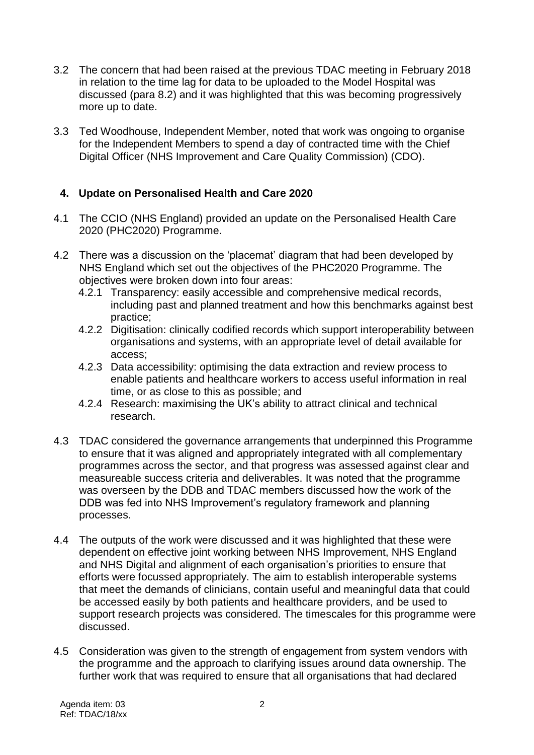3.2 The concern that had been raised at the previous TDAC meeting in February 2018 in relation to the time lag for data to be uploaded to the Model Hospital was discussed (para 8.2) and it was highlighted that this was becoming progressively more up to date.

3.3 Ted Woodhouse, Independent Member, noted that work was ongoing to organise for the Independent Members to spend a day of contracted time with the Chief Digital Officer (NHS Improvement and Care Quality Commission) (CDO).

## 4. Update on Personalised Health and Care 2020

4.1 The CCIO (NHS England) provided an update on the Personalised Health Care 2020 (PHC2020) Programme.

4.2 There was a discussion on the 'placemat' diagram that had been developed by NHS England which set out the objectives of the PHC2020 Programme. The objectives were broken down into four areas:

4.2.1 Transparency: easily accessible and comprehensive medical records, including past and planned treatment and how this benchmarks against best practice;

4.2.2 Digitisation: clinically codified records which support interoperability between organisations and systems, with an appropriate level of detail available for access;

4.2.3 Data accessibility: optimising the data extraction and review process to enable patients and healthcare workers to access useful information in real time, or as close to this as possible; and

4.2.4 Research: maximising the UK's ability to attract clinical and technical research.

4.3 TDAC considered the governance arrangements that underpinned this Programme to ensure that it was aligned and appropriately integrated with all complementary programmes across the sector, and that progress was assessed against clear and measureable success criteria and deliverables. It was noted that the programme was overseen by the DDB and TDAC members discussed how the work of the DDB was fed into NHS Improvement's regulatory framework and planning processes.

4.4 The outputs of the work were discussed and it was highlighted that these were dependent on effective joint working between NHS Improvement, NHS England and NHS Digital and alignment of each organisation's priorities to ensure that efforts were focussed appropriately. The aim to establish interoperable systems that meet the demands of clinicians, contain useful and meaningful data that could be accessed easily by both patients and healthcare providers, and be used to support research projects was considered. The timescales for this programme were discussed.

4.5 Consideration was given to the strength of engagement from system vendors with the programme and the approach to clarifying issues around data ownership. The further work that was required to ensure that all organisations that had declared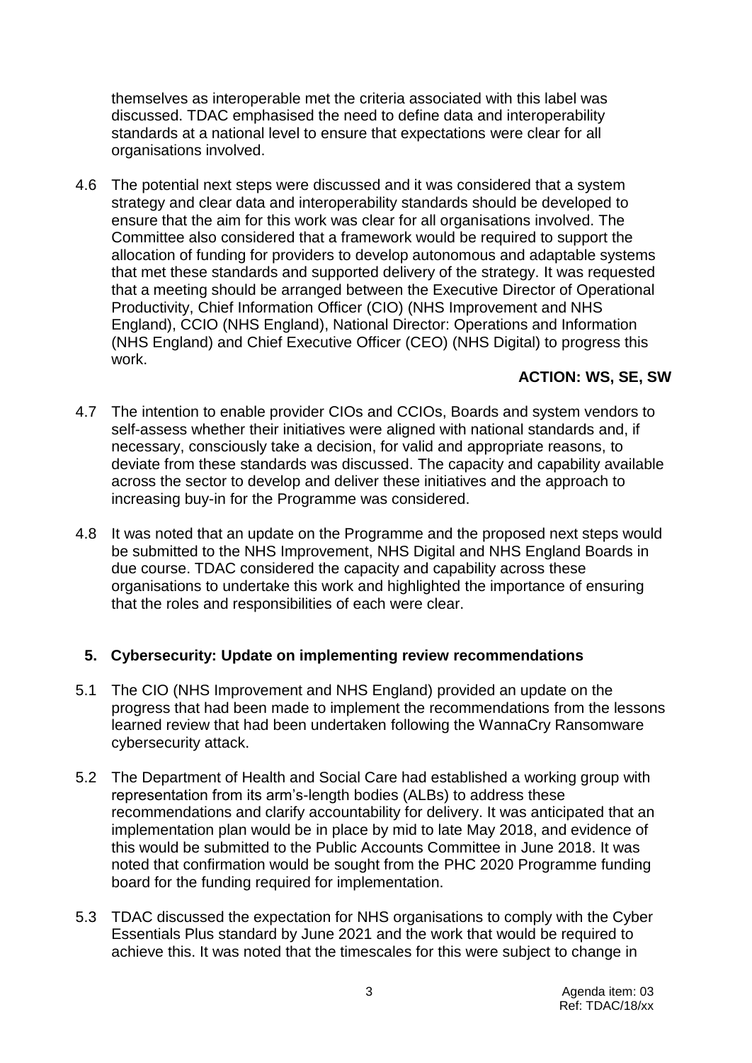themselves as interoperable met the criteria associated with this label was discussed. TDAC emphasised the need to define data and interoperability standards at a national level to ensure that expectations were clear for all organisations involved.

4.6 The potential next steps were discussed and it was considered that a system strategy and clear data and interoperability standards should be developed to ensure that the aim for this work was clear for all organisations involved. The Committee also considered that a framework would be required to support the allocation of funding for providers to develop autonomous and adaptable systems that met these standards and supported delivery of the strategy. It was requested that a meeting should be arranged between the Executive Director of Operational Productivity, Chief Information Officer (CIO) (NHS Improvement and NHS England), CCIO (NHS England), National Director: Operations and Information (NHS England) and Chief Executive Officer (CEO) (NHS Digital) to progress this work.

**ACTION: WS, SE, SW**

4.7 The intention to enable provider CIOs and CCIOs, Boards and system vendors to self-assess whether their initiatives were aligned with national standards and, if necessary, consciously take a decision, for valid and appropriate reasons, to deviate from these standards was discussed. The capacity and capability available across the sector to develop and deliver these initiatives and the approach to increasing buy-in for the Programme was considered.

4.8 It was noted that an update on the Programme and the proposed next steps would be submitted to the NHS Improvement, NHS Digital and NHS England Boards in due course. TDAC considered the capacity and capability across these organisations to undertake this work and highlighted the importance of ensuring that the roles and responsibilities of each were clear.

## 5. Cybersecurity: Update on implementing review recommendations

5.1 The CIO (NHS Improvement and NHS England) provided an update on the progress that had been made to implement the recommendations from the lessons learned review that had been undertaken following the WannaCry Ransomware cybersecurity attack.

5.2 The Department of Health and Social Care had established a working group with representation from its arm's-length bodies (ALBs) to address these recommendations and clarify accountability for delivery. It was anticipated that an implementation plan would be in place by mid to late May 2018, and evidence of this would be submitted to the Public Accounts Committee in June 2018. It was noted that confirmation would be sought from the PHC 2020 Programme funding board for the funding required for implementation.

5.3 TDAC discussed the expectation for NHS organisations to comply with the Cyber Essentials Plus standard by June 2021 and the work that would be required to achieve this. It was noted that the timescales for this were subject to change in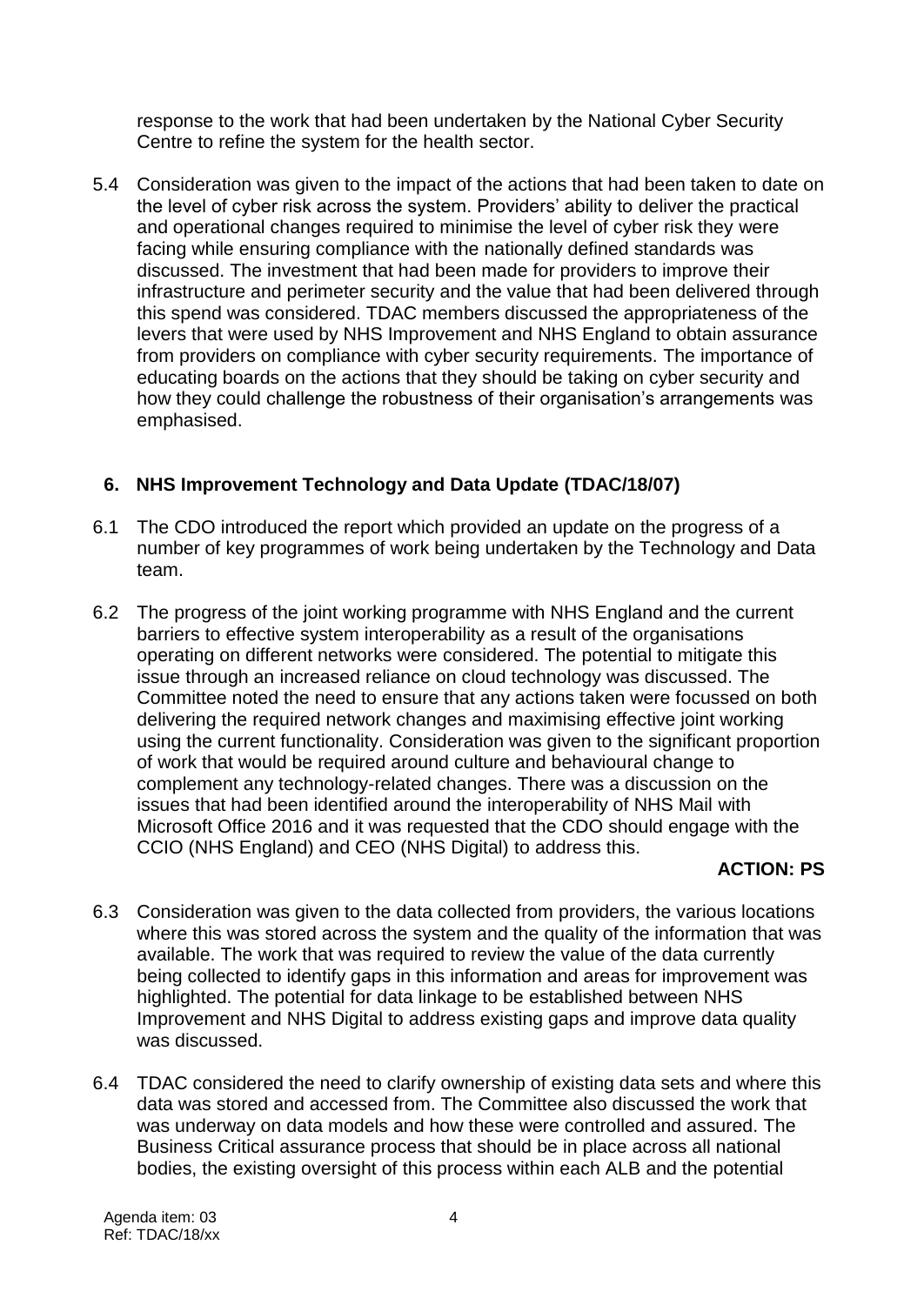response to the work that had been undertaken by the National Cyber Security Centre to refine the system for the health sector.

5.4 Consideration was given to the impact of the actions that had been taken to date on the level of cyber risk across the system. Providers' ability to deliver the practical and operational changes required to minimise the level of cyber risk they were facing while ensuring compliance with the nationally defined standards was discussed. The investment that had been made for providers to improve their infrastructure and perimeter security and the value that had been delivered through this spend was considered. TDAC members discussed the appropriateness of the levers that were used by NHS Improvement and NHS England to obtain assurance from providers on compliance with cyber security requirements. The importance of educating boards on the actions that they should be taking on cyber security and how they could challenge the robustness of their organisation's arrangements was emphasised.

## 6. NHS Improvement Technology and Data Update (TDAC/18/07)

6.1 The CDO introduced the report which provided an update on the progress of a number of key programmes of work being undertaken by the Technology and Data team.

6.2 The progress of the joint working programme with NHS England and the current barriers to effective system interoperability as a result of the organisations operating on different networks were considered. The potential to mitigate this issue through an increased reliance on cloud technology was discussed. The Committee noted the need to ensure that any actions taken were focussed on both delivering the required network changes and maximising effective joint working using the current functionality. Consideration was given to the significant proportion of work that would be required around culture and behavioural change to complement any technology-related changes. There was a discussion on the issues that had been identified around the interoperability of NHS Mail with Microsoft Office 2016 and it was requested that the CDO should engage with the CCIO (NHS England) and CEO (NHS Digital) to address this.

**ACTION: PS**

6.3 Consideration was given to the data collected from providers, the various locations where this was stored across the system and the quality of the information that was available. The work that was required to review the value of the data currently being collected to identify gaps in this information and areas for improvement was highlighted. The potential for data linkage to be established between NHS Improvement and NHS Digital to address existing gaps and improve data quality was discussed.

6.4 TDAC considered the need to clarify ownership of existing data sets and where this data was stored and accessed from. The Committee also discussed the work that was underway on data models and how these were controlled and assured. The Business Critical assurance process that should be in place across all national bodies, the existing oversight of this process within each ALB and the potential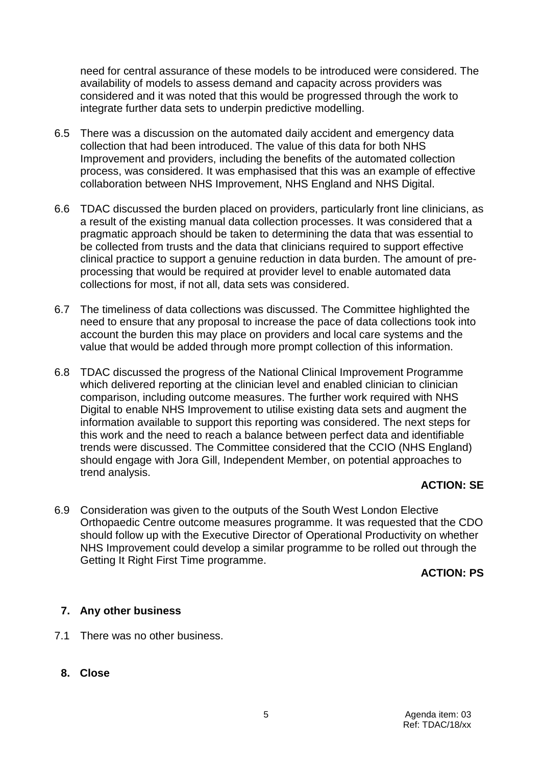need for central assurance of these models to be introduced were considered. The availability of models to assess demand and capacity across providers was considered and it was noted that this would be progressed through the work to integrate further data sets to underpin predictive modelling.

6.5 There was a discussion on the automated daily accident and emergency data collection that had been introduced. The value of this data for both NHS Improvement and providers, including the benefits of the automated collection process, was considered. It was emphasised that this was an example of effective collaboration between NHS Improvement, NHS England and NHS Digital.

6.6 TDAC discussed the burden placed on providers, particularly front line clinicians, as a result of the existing manual data collection processes. It was considered that a pragmatic approach should be taken to determining the data that was essential to be collected from trusts and the data that clinicians required to support effective clinical practice to support a genuine reduction in data burden. The amount of pre-processing that would be required at provider level to enable automated data collections for most, if not all, data sets was considered.

6.7 The timeliness of data collections was discussed. The Committee highlighted the need to ensure that any proposal to increase the pace of data collections took into account the burden this may place on providers and local care systems and the value that would be added through more prompt collection of this information.

6.8 TDAC discussed the progress of the National Clinical Improvement Programme which delivered reporting at the clinician level and enabled clinician to clinician comparison, including outcome measures. The further work required with NHS Digital to enable NHS Improvement to utilise existing data sets and augment the information available to support this reporting was considered. The next steps for this work and the need to reach a balance between perfect data and identifiable trends were discussed. The Committee considered that the CCIO (NHS England) should engage with Jora Gill, Independent Member, on potential approaches to trend analysis.

**ACTION: SE**

6.9 Consideration was given to the outputs of the South West London Elective Orthopaedic Centre outcome measures programme. It was requested that the CDO should follow up with the Executive Director of Operational Productivity on whether NHS Improvement could develop a similar programme to be rolled out through the Getting It Right First Time programme.

**ACTION: PS**

## 7. Any other business

7.1 There was no other business.

## 8. Close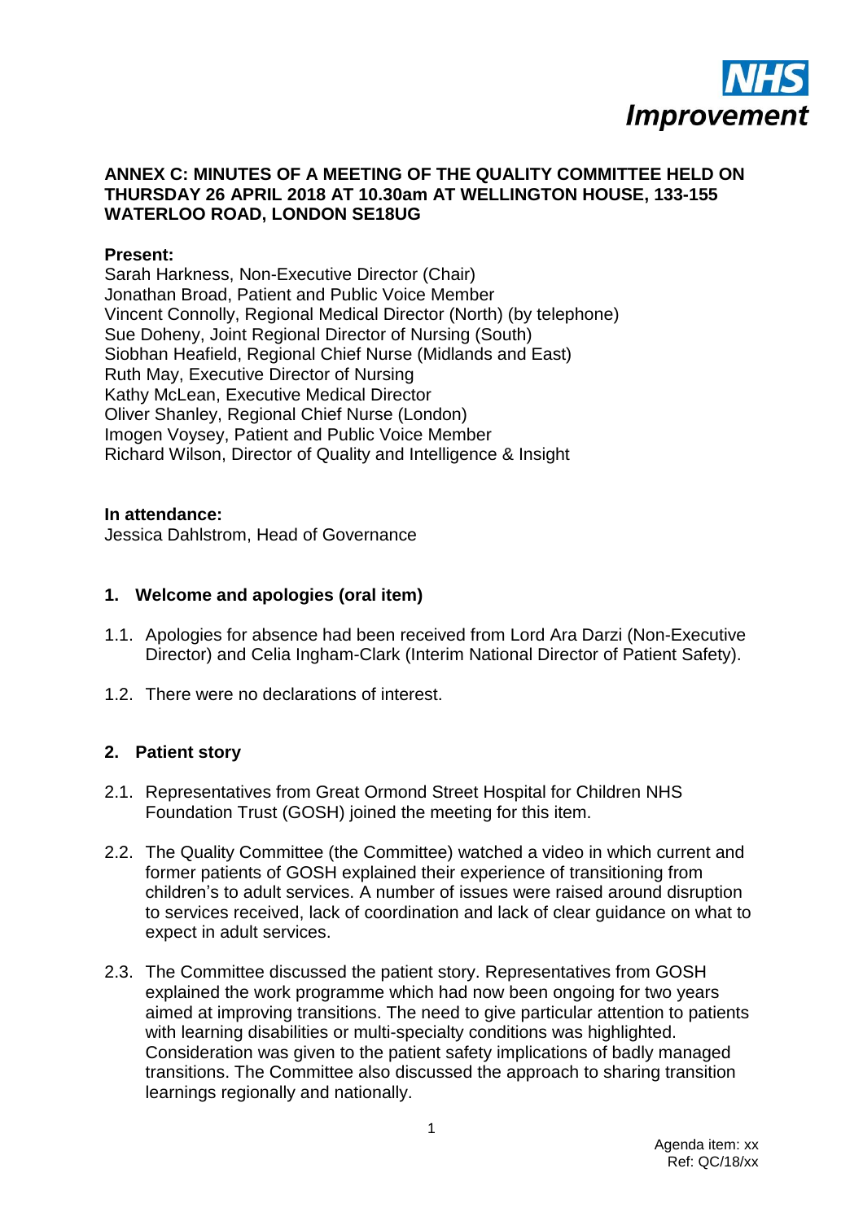# ANNEX C: MINUTES OF A MEETING OF THE QUALITY COMMITTEE HELD ON THURSDAY 26 APRIL 2018 AT 10.30am AT WELLINGTON HOUSE, 133-155 WATERLOO ROAD, LONDON SE18UG

**Present:**
Sarah Harkness, Non-Executive Director (Chair)
Jonathan Broad, Patient and Public Voice Member
Vincent Connolly, Regional Medical Director (North) (by telephone)
Sue Doheny, Joint Regional Director of Nursing (South)
Siobhan Heafield, Regional Chief Nurse (Midlands and East)
Ruth May, Executive Director of Nursing
Kathy McLean, Executive Medical Director
Oliver Shanley, Regional Chief Nurse (London)
Imogen Voysey, Patient and Public Voice Member
Richard Wilson, Director of Quality and Intelligence & Insight

**In attendance:**
Jessica Dahlstrom, Head of Governance

## 1. Welcome and apologies (oral item)

1.1. Apologies for absence had been received from Lord Ara Darzi (Non-Executive Director) and Celia Ingham-Clark (Interim National Director of Patient Safety).

1.2. There were no declarations of interest.

## 2. Patient story

2.1. Representatives from Great Ormond Street Hospital for Children NHS Foundation Trust (GOSH) joined the meeting for this item.

2.2. The Quality Committee (the Committee) watched a video in which current and former patients of GOSH explained their experience of transitioning from children's to adult services. A number of issues were raised around disruption to services received, lack of coordination and lack of clear guidance on what to expect in adult services.

2.3. The Committee discussed the patient story. Representatives from GOSH explained the work programme which had now been ongoing for two years aimed at improving transitions. The need to give particular attention to patients with learning disabilities or multi-specialty conditions was highlighted. Consideration was given to the patient safety implications of badly managed transitions. The Committee also discussed the approach to sharing transition learnings regionally and nationally.

Agenda item: xx
Ref: QC/18/xx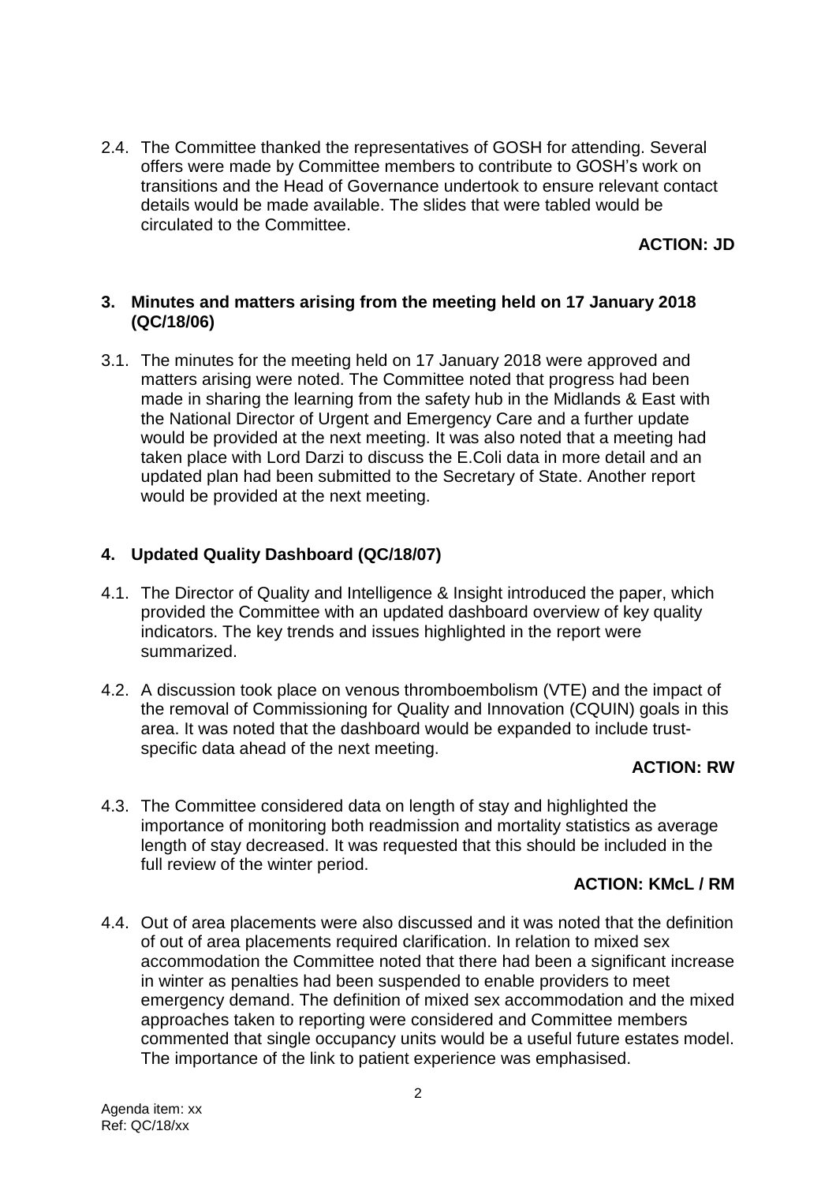2.4. The Committee thanked the representatives of GOSH for attending. Several offers were made by Committee members to contribute to GOSH's work on transitions and the Head of Governance undertook to ensure relevant contact details would be made available. The slides that were tabled would be circulated to the Committee.

**ACTION: JD**

## 3. Minutes and matters arising from the meeting held on 17 January 2018 (QC/18/06)

3.1. The minutes for the meeting held on 17 January 2018 were approved and matters arising were noted. The Committee noted that progress had been made in sharing the learning from the safety hub in the Midlands & East with the National Director of Urgent and Emergency Care and a further update would be provided at the next meeting. It was also noted that a meeting had taken place with Lord Darzi to discuss the E.Coli data in more detail and an updated plan had been submitted to the Secretary of State. Another report would be provided at the next meeting.

## 4. Updated Quality Dashboard (QC/18/07)

4.1. The Director of Quality and Intelligence & Insight introduced the paper, which provided the Committee with an updated dashboard overview of key quality indicators. The key trends and issues highlighted in the report were summarized.

4.2. A discussion took place on venous thromboembolism (VTE) and the impact of the removal of Commissioning for Quality and Innovation (CQUIN) goals in this area. It was noted that the dashboard would be expanded to include trust-specific data ahead of the next meeting.

**ACTION: RW**

4.3. The Committee considered data on length of stay and highlighted the importance of monitoring both readmission and mortality statistics as average length of stay decreased. It was requested that this should be included in the full review of the winter period.

**ACTION: KMcL / RM**

4.4. Out of area placements were also discussed and it was noted that the definition of out of area placements required clarification. In relation to mixed sex accommodation the Committee noted that there had been a significant increase in winter as penalties had been suspended to enable providers to meet emergency demand. The definition of mixed sex accommodation and the mixed approaches taken to reporting were considered and Committee members commented that single occupancy units would be a useful future estates model. The importance of the link to patient experience was emphasised.

Agenda item: xx
Ref: QC/18/xx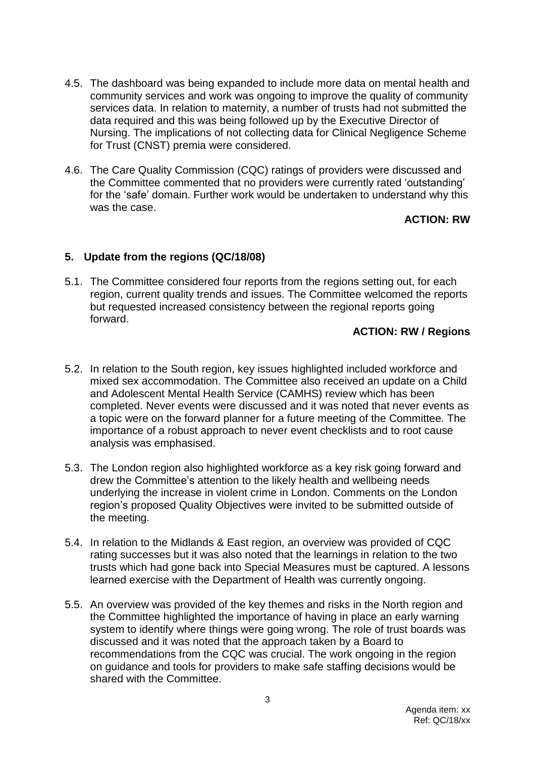4.5. The dashboard was being expanded to include more data on mental health and community services and work was ongoing to improve the quality of community services data. In relation to maternity, a number of trusts had not submitted the data required and this was being followed up by the Executive Director of Nursing. The implications of not collecting data for Clinical Negligence Scheme for Trust (CNST) premia were considered.

4.6. The Care Quality Commission (CQC) ratings of providers were discussed and the Committee commented that no providers were currently rated 'outstanding' for the 'safe' domain. Further work would be undertaken to understand why this was the case.

**ACTION: RW**

## 5. Update from the regions (QC/18/08)

5.1. The Committee considered four reports from the regions setting out, for each region, current quality trends and issues. The Committee welcomed the reports but requested increased consistency between the regional reports going forward.

**ACTION: RW / Regions**

5.2. In relation to the South region, key issues highlighted included workforce and mixed sex accommodation. The Committee also received an update on a Child and Adolescent Mental Health Service (CAMHS) review which has been completed. Never events were discussed and it was noted that never events as a topic were on the forward planner for a future meeting of the Committee. The importance of a robust approach to never event checklists and to root cause analysis was emphasised.

5.3. The London region also highlighted workforce as a key risk going forward and drew the Committee's attention to the likely health and wellbeing needs underlying the increase in violent crime in London. Comments on the London region's proposed Quality Objectives were invited to be submitted outside of the meeting.

5.4. In relation to the Midlands & East region, an overview was provided of CQC rating successes but it was also noted that the learnings in relation to the two trusts which had gone back into Special Measures must be captured. A lessons learned exercise with the Department of Health was currently ongoing.

5.5. An overview was provided of the key themes and risks in the North region and the Committee highlighted the importance of having in place an early warning system to identify where things were going wrong. The role of trust boards was discussed and it was noted that the approach taken by a Board to recommendations from the CQC was crucial. The work ongoing in the region on guidance and tools for providers to make safe staffing decisions would be shared with the Committee.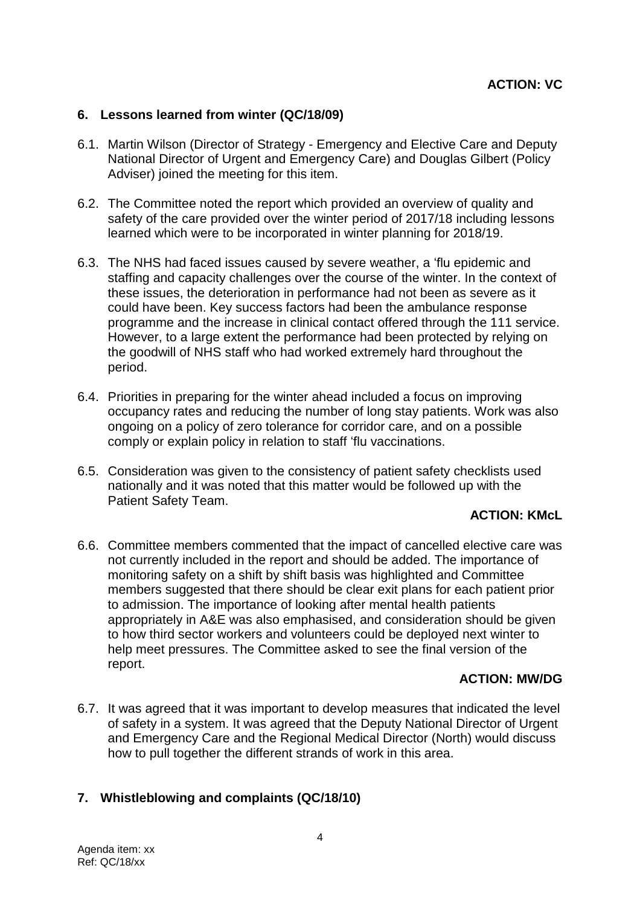**ACTION: VC**

## 6. Lessons learned from winter (QC/18/09)

6.1. Martin Wilson (Director of Strategy - Emergency and Elective Care and Deputy National Director of Urgent and Emergency Care) and Douglas Gilbert (Policy Adviser) joined the meeting for this item.

6.2. The Committee noted the report which provided an overview of quality and safety of the care provided over the winter period of 2017/18 including lessons learned which were to be incorporated in winter planning for 2018/19.

6.3. The NHS had faced issues caused by severe weather, a 'flu epidemic and staffing and capacity challenges over the course of the winter. In the context of these issues, the deterioration in performance had not been as severe as it could have been. Key success factors had been the ambulance response programme and the increase in clinical contact offered through the 111 service. However, to a large extent the performance had been protected by relying on the goodwill of NHS staff who had worked extremely hard throughout the period.

6.4. Priorities in preparing for the winter ahead included a focus on improving occupancy rates and reducing the number of long stay patients. Work was also ongoing on a policy of zero tolerance for corridor care, and on a possible comply or explain policy in relation to staff 'flu vaccinations.

6.5. Consideration was given to the consistency of patient safety checklists used nationally and it was noted that this matter would be followed up with the Patient Safety Team.

**ACTION: KMcL**

6.6. Committee members commented that the impact of cancelled elective care was not currently included in the report and should be added. The importance of monitoring safety on a shift by shift basis was highlighted and Committee members suggested that there should be clear exit plans for each patient prior to admission. The importance of looking after mental health patients appropriately in A&E was also emphasised, and consideration should be given to how third sector workers and volunteers could be deployed next winter to help meet pressures. The Committee asked to see the final version of the report.

**ACTION: MW/DG**

6.7. It was agreed that it was important to develop measures that indicated the level of safety in a system. It was agreed that the Deputy National Director of Urgent and Emergency Care and the Regional Medical Director (North) would discuss how to pull together the different strands of work in this area.

## 7. Whistleblowing and complaints (QC/18/10)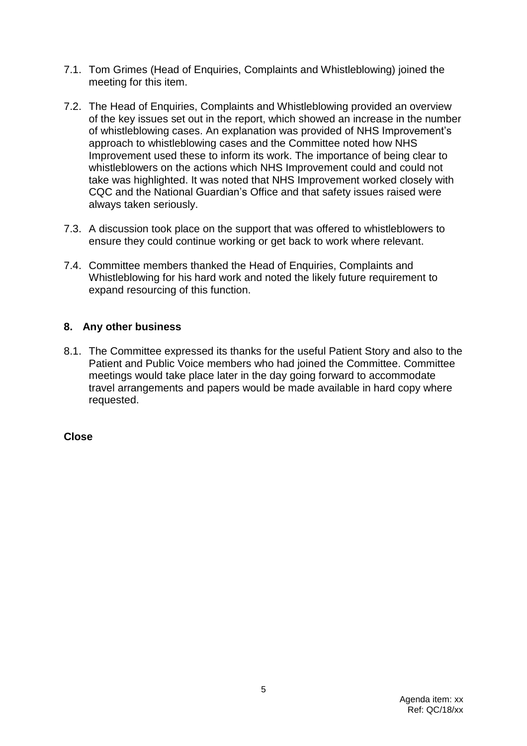7.1. Tom Grimes (Head of Enquiries, Complaints and Whistleblowing) joined the meeting for this item.

7.2. The Head of Enquiries, Complaints and Whistleblowing provided an overview of the key issues set out in the report, which showed an increase in the number of whistleblowing cases. An explanation was provided of NHS Improvement's approach to whistleblowing cases and the Committee noted how NHS Improvement used these to inform its work. The importance of being clear to whistleblowers on the actions which NHS Improvement could and could not take was highlighted. It was noted that NHS Improvement worked closely with CQC and the National Guardian's Office and that safety issues raised were always taken seriously.

7.3. A discussion took place on the support that was offered to whistleblowers to ensure they could continue working or get back to work where relevant.

7.4. Committee members thanked the Head of Enquiries, Complaints and Whistleblowing for his hard work and noted the likely future requirement to expand resourcing of this function.

## 8. Any other business

8.1. The Committee expressed its thanks for the useful Patient Story and also to the Patient and Public Voice members who had joined the Committee. Committee meetings would take place later in the day going forward to accommodate travel arrangements and papers would be made available in hard copy where requested.

**Close**